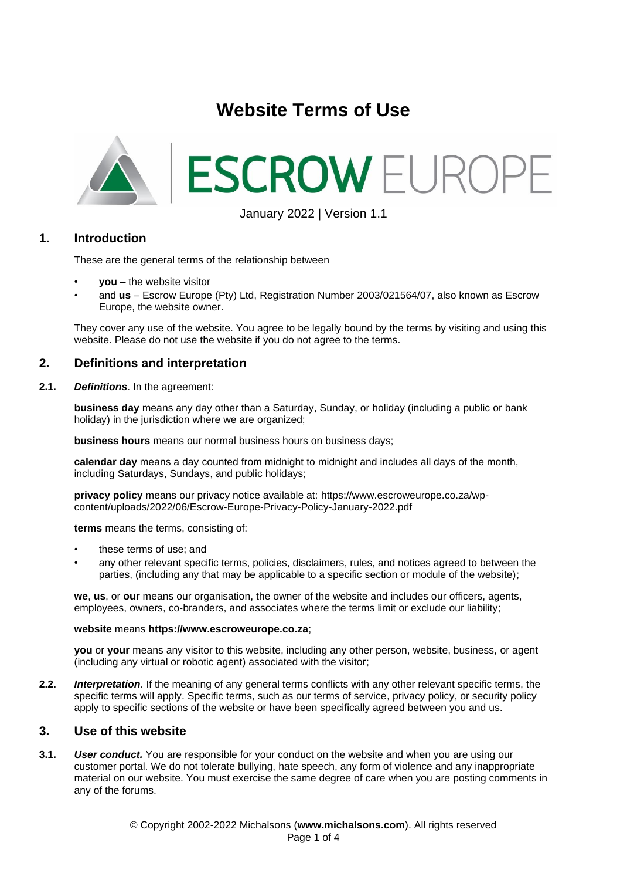# Website Terms of Use

ESCROW EUROPE

January 2022 | Version 1.1

## 1. Introduction

These are the general terms of the relationship between

- **you** – the website visitor
- and **us** – Escrow Europe (Pty) Ltd, Registration Number 2003/021564/07, also known as Escrow Europe, the website owner.

They cover any use of the website. You agree to be legally bound by the terms by visiting and using this website. Please do not use the website if you do not agree to the terms.

## 2. Definitions and interpretation

**2.1.** ***Definitions***. In the agreement:

**business day** means any day other than a Saturday, Sunday, or holiday (including a public or bank holiday) in the jurisdiction where we are organized;

**business hours** means our normal business hours on business days;

**calendar day** means a day counted from midnight to midnight and includes all days of the month, including Saturdays, Sundays, and public holidays;

**privacy policy** means our privacy notice available at: https://www.escroweurope.co.za/wp-content/uploads/2022/06/Escrow-Europe-Privacy-Policy-January-2022.pdf

**terms** means the terms, consisting of:

- these terms of use; and
- any other relevant specific terms, policies, disclaimers, rules, and notices agreed to between the parties, (including any that may be applicable to a specific section or module of the website);

**we**, **us**, or **our** means our organisation, the owner of the website and includes our officers, agents, employees, owners, co-branders, and associates where the terms limit or exclude our liability;

**website** means **https://www.escroweurope.co.za**;

**you** or **your** means any visitor to this website, including any other person, website, business, or agent (including any virtual or robotic agent) associated with the visitor;

**2.2.** ***Interpretation***. If the meaning of any general terms conflicts with any other relevant specific terms, the specific terms will apply. Specific terms, such as our terms of service, privacy policy, or security policy apply to specific sections of the website or have been specifically agreed between you and us.

## 3. Use of this website

**3.1.** ***User conduct.*** You are responsible for your conduct on the website and when you are using our customer portal. We do not tolerate bullying, hate speech, any form of violence and any inappropriate material on our website. You must exercise the same degree of care when you are posting comments in any of the forums.

© Copyright 2002-2022 Michalsons (**www.michalsons.com**). All rights reserved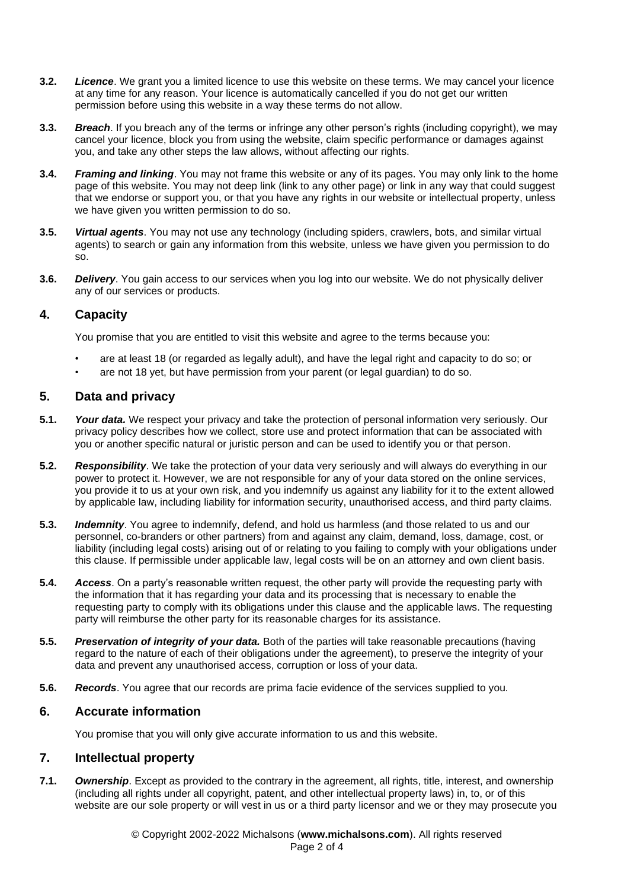**3.2.** ***Licence***. We grant you a limited licence to use this website on these terms. We may cancel your licence at any time for any reason. Your licence is automatically cancelled if you do not get our written permission before using this website in a way these terms do not allow.

**3.3.** ***Breach***. If you breach any of the terms or infringe any other person's rights (including copyright), we may cancel your licence, block you from using the website, claim specific performance or damages against you, and take any other steps the law allows, without affecting our rights.

**3.4.** ***Framing and linking***. You may not frame this website or any of its pages. You may only link to the home page of this website. You may not deep link (link to any other page) or link in any way that could suggest that we endorse or support you, or that you have any rights in our website or intellectual property, unless we have given you written permission to do so.

**3.5.** ***Virtual agents***. You may not use any technology (including spiders, crawlers, bots, and similar virtual agents) to search or gain any information from this website, unless we have given you permission to do so.

**3.6.** ***Delivery***. You gain access to our services when you log into our website. We do not physically deliver any of our services or products.

## 4. Capacity

You promise that you are entitled to visit this website and agree to the terms because you:

- are at least 18 (or regarded as legally adult), and have the legal right and capacity to do so; or
- are not 18 yet, but have permission from your parent (or legal guardian) to do so.

## 5. Data and privacy

**5.1.** ***Your data.*** We respect your privacy and take the protection of personal information very seriously. Our privacy policy describes how we collect, store use and protect information that can be associated with you or another specific natural or juristic person and can be used to identify you or that person.

**5.2.** ***Responsibility***. We take the protection of your data very seriously and will always do everything in our power to protect it. However, we are not responsible for any of your data stored on the online services, you provide it to us at your own risk, and you indemnify us against any liability for it to the extent allowed by applicable law, including liability for information security, unauthorised access, and third party claims.

**5.3.** ***Indemnity***. You agree to indemnify, defend, and hold us harmless (and those related to us and our personnel, co-branders or other partners) from and against any claim, demand, loss, damage, cost, or liability (including legal costs) arising out of or relating to you failing to comply with your obligations under this clause. If permissible under applicable law, legal costs will be on an attorney and own client basis.

**5.4.** ***Access***. On a party's reasonable written request, the other party will provide the requesting party with the information that it has regarding your data and its processing that is necessary to enable the requesting party to comply with its obligations under this clause and the applicable laws. The requesting party will reimburse the other party for its reasonable charges for its assistance.

**5.5.** ***Preservation of integrity of your data.*** Both of the parties will take reasonable precautions (having regard to the nature of each of their obligations under the agreement), to preserve the integrity of your data and prevent any unauthorised access, corruption or loss of your data.

**5.6.** ***Records***. You agree that our records are prima facie evidence of the services supplied to you.

## 6. Accurate information

You promise that you will only give accurate information to us and this website.

## 7. Intellectual property

**7.1.** ***Ownership***. Except as provided to the contrary in the agreement, all rights, title, interest, and ownership (including all rights under all copyright, patent, and other intellectual property laws) in, to, or of this website are our sole property or will vest in us or a third party licensor and we or they may prosecute you

© Copyright 2002-2022 Michalsons (**www.michalsons.com**). All rights reserved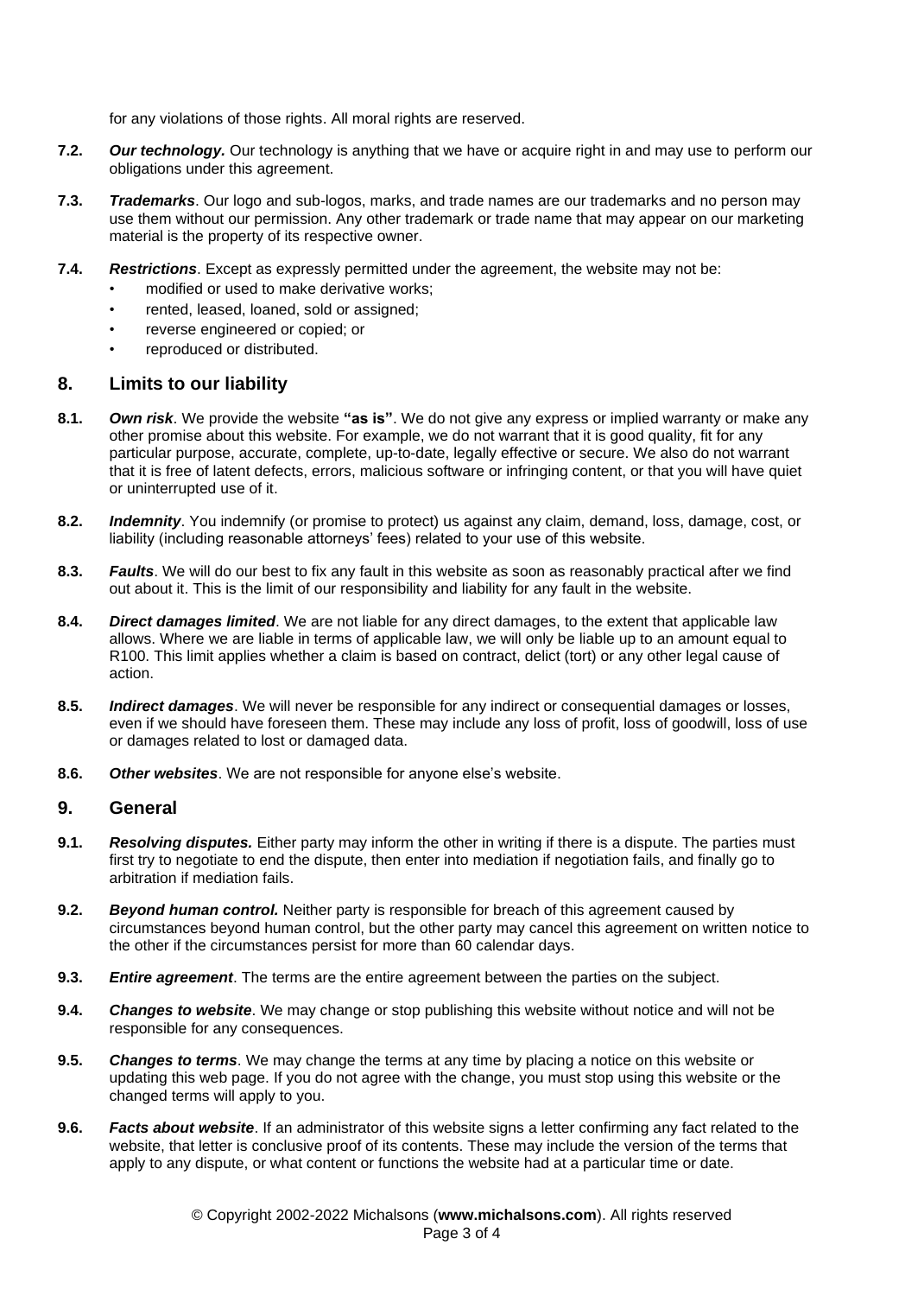for any violations of those rights. All moral rights are reserved.

**7.2.** ***Our technology.*** Our technology is anything that we have or acquire right in and may use to perform our obligations under this agreement.

**7.3.** ***Trademarks***. Our logo and sub-logos, marks, and trade names are our trademarks and no person may use them without our permission. Any other trademark or trade name that may appear on our marketing material is the property of its respective owner.

**7.4.** ***Restrictions***. Except as expressly permitted under the agreement, the website may not be:

- modified or used to make derivative works;
- rented, leased, loaned, sold or assigned;
- reverse engineered or copied; or
- reproduced or distributed.

## 8. Limits to our liability

**8.1.** ***Own risk***. We provide the website **"as is"**. We do not give any express or implied warranty or make any other promise about this website. For example, we do not warrant that it is good quality, fit for any particular purpose, accurate, complete, up-to-date, legally effective or secure. We also do not warrant that it is free of latent defects, errors, malicious software or infringing content, or that you will have quiet or uninterrupted use of it.

**8.2.** ***Indemnity***. You indemnify (or promise to protect) us against any claim, demand, loss, damage, cost, or liability (including reasonable attorneys' fees) related to your use of this website.

**8.3.** ***Faults***. We will do our best to fix any fault in this website as soon as reasonably practical after we find out about it. This is the limit of our responsibility and liability for any fault in the website.

**8.4.** ***Direct damages limited***. We are not liable for any direct damages, to the extent that applicable law allows. Where we are liable in terms of applicable law, we will only be liable up to an amount equal to R100. This limit applies whether a claim is based on contract, delict (tort) or any other legal cause of action.

**8.5.** ***Indirect damages***. We will never be responsible for any indirect or consequential damages or losses, even if we should have foreseen them. These may include any loss of profit, loss of goodwill, loss of use or damages related to lost or damaged data.

**8.6.** ***Other websites***. We are not responsible for anyone else's website.

## 9. General

**9.1.** ***Resolving disputes.*** Either party may inform the other in writing if there is a dispute. The parties must first try to negotiate to end the dispute, then enter into mediation if negotiation fails, and finally go to arbitration if mediation fails.

**9.2.** ***Beyond human control.*** Neither party is responsible for breach of this agreement caused by circumstances beyond human control, but the other party may cancel this agreement on written notice to the other if the circumstances persist for more than 60 calendar days.

**9.3.** ***Entire agreement***. The terms are the entire agreement between the parties on the subject.

**9.4.** ***Changes to website***. We may change or stop publishing this website without notice and will not be responsible for any consequences.

**9.5.** ***Changes to terms***. We may change the terms at any time by placing a notice on this website or updating this web page. If you do not agree with the change, you must stop using this website or the changed terms will apply to you.

**9.6.** ***Facts about website***. If an administrator of this website signs a letter confirming any fact related to the website, that letter is conclusive proof of its contents. These may include the version of the terms that apply to any dispute, or what content or functions the website had at a particular time or date.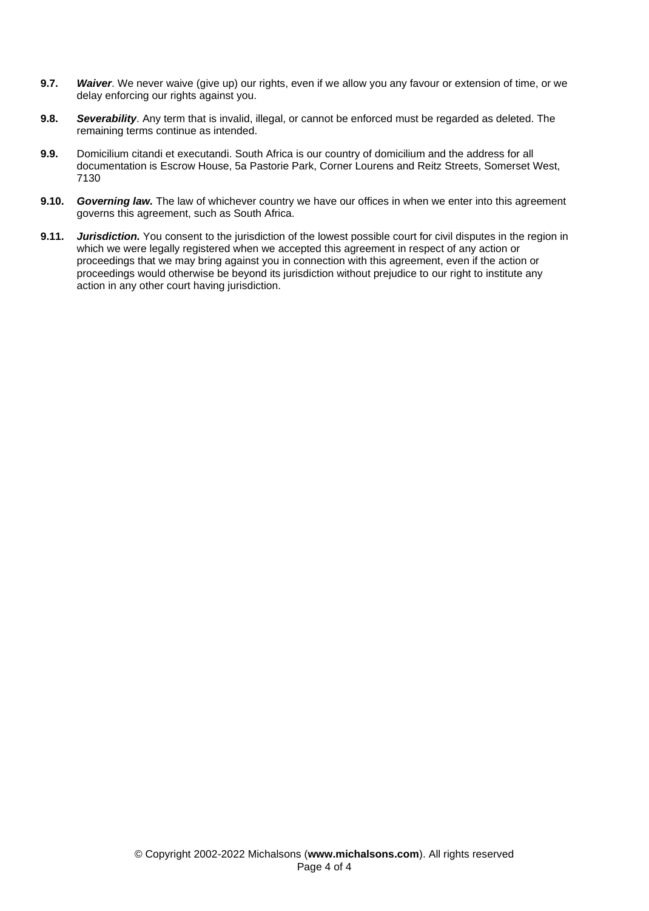**9.7.** ***Waiver***. We never waive (give up) our rights, even if we allow you any favour or extension of time, or we delay enforcing our rights against you.

**9.8.** ***Severability***. Any term that is invalid, illegal, or cannot be enforced must be regarded as deleted. The remaining terms continue as intended.

**9.9.** Domicilium citandi et executandi. South Africa is our country of domicilium and the address for all documentation is Escrow House, 5a Pastorie Park, Corner Lourens and Reitz Streets, Somerset West, 7130

**9.10.** ***Governing law.*** The law of whichever country we have our offices in when we enter into this agreement governs this agreement, such as South Africa.

**9.11.** ***Jurisdiction.*** You consent to the jurisdiction of the lowest possible court for civil disputes in the region in which we were legally registered when we accepted this agreement in respect of any action or proceedings that we may bring against you in connection with this agreement, even if the action or proceedings would otherwise be beyond its jurisdiction without prejudice to our right to institute any action in any other court having jurisdiction.

© Copyright 2002-2022 Michalsons (**www.michalsons.com**). All rights reserved